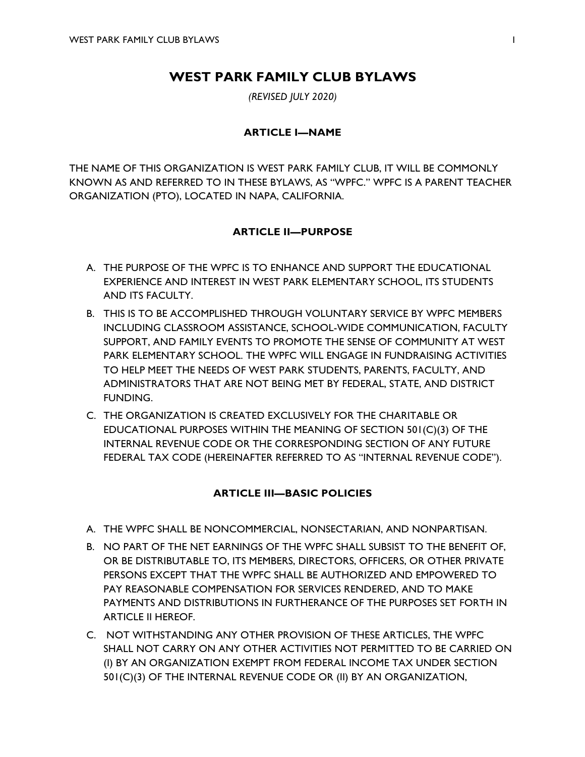# WEST PARK FAMILY CLUB BYLAWS

*(REVISED JULY 2020)*

## ARTICLE I—NAME

THE NAME OF THIS ORGANIZATION IS WEST PARK FAMILY CLUB, IT WILL BE COMMONLY KNOWN AS AND REFERRED TO IN THESE BYLAWS, AS "WPFC." WPFC IS A PARENT TEACHER ORGANIZATION (PTO), LOCATED IN NAPA, CALIFORNIA.

## ARTICLE II—PURPOSE

A. THE PURPOSE OF THE WPFC IS TO ENHANCE AND SUPPORT THE EDUCATIONAL EXPERIENCE AND INTEREST IN WEST PARK ELEMENTARY SCHOOL, ITS STUDENTS AND ITS FACULTY.

B. THIS IS TO BE ACCOMPLISHED THROUGH VOLUNTARY SERVICE BY WPFC MEMBERS INCLUDING CLASSROOM ASSISTANCE, SCHOOL-WIDE COMMUNICATION, FACULTY SUPPORT, AND FAMILY EVENTS TO PROMOTE THE SENSE OF COMMUNITY AT WEST PARK ELEMENTARY SCHOOL. THE WPFC WILL ENGAGE IN FUNDRAISING ACTIVITIES TO HELP MEET THE NEEDS OF WEST PARK STUDENTS, PARENTS, FACULTY, AND ADMINISTRATORS THAT ARE NOT BEING MET BY FEDERAL, STATE, AND DISTRICT FUNDING.

C. THE ORGANIZATION IS CREATED EXCLUSIVELY FOR THE CHARITABLE OR EDUCATIONAL PURPOSES WITHIN THE MEANING OF SECTION 501(C)(3) OF THE INTERNAL REVENUE CODE OR THE CORRESPONDING SECTION OF ANY FUTURE FEDERAL TAX CODE (HEREINAFTER REFERRED TO AS "INTERNAL REVENUE CODE").

## ARTICLE III—BASIC POLICIES

A. THE WPFC SHALL BE NONCOMMERCIAL, NONSECTARIAN, AND NONPARTISAN.

B. NO PART OF THE NET EARNINGS OF THE WPFC SHALL SUBSIST TO THE BENEFIT OF, OR BE DISTRIBUTABLE TO, ITS MEMBERS, DIRECTORS, OFFICERS, OR OTHER PRIVATE PERSONS EXCEPT THAT THE WPFC SHALL BE AUTHORIZED AND EMPOWERED TO PAY REASONABLE COMPENSATION FOR SERVICES RENDERED, AND TO MAKE PAYMENTS AND DISTRIBUTIONS IN FURTHERANCE OF THE PURPOSES SET FORTH IN ARTICLE II HEREOF.

C. NOT WITHSTANDING ANY OTHER PROVISION OF THESE ARTICLES, THE WPFC SHALL NOT CARRY ON ANY OTHER ACTIVITIES NOT PERMITTED TO BE CARRIED ON (I) BY AN ORGANIZATION EXEMPT FROM FEDERAL INCOME TAX UNDER SECTION 501(C)(3) OF THE INTERNAL REVENUE CODE OR (II) BY AN ORGANIZATION,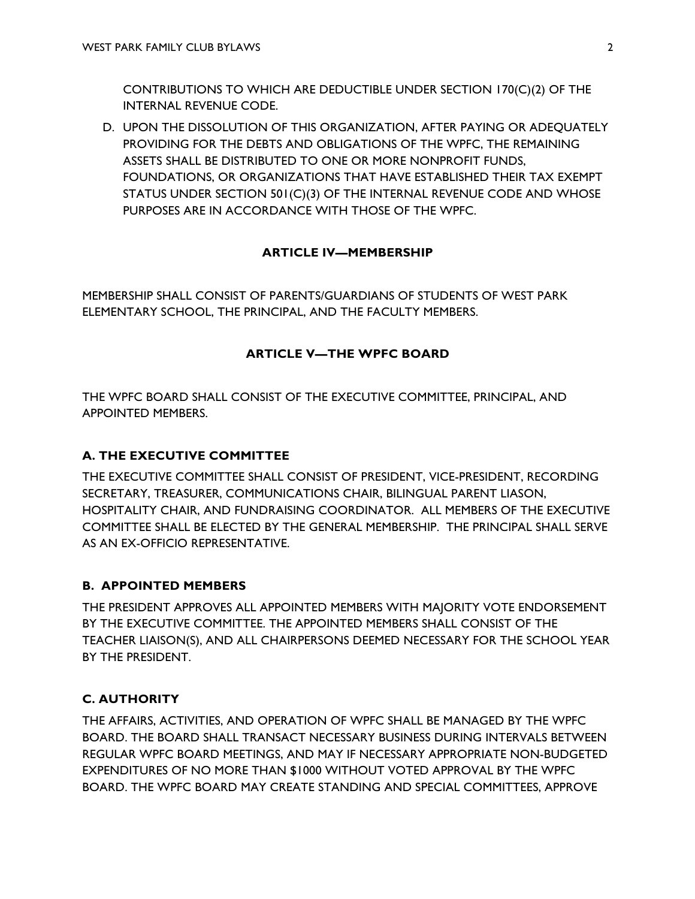CONTRIBUTIONS TO WHICH ARE DEDUCTIBLE UNDER SECTION 170(C)(2) OF THE INTERNAL REVENUE CODE.

D. UPON THE DISSOLUTION OF THIS ORGANIZATION, AFTER PAYING OR ADEQUATELY PROVIDING FOR THE DEBTS AND OBLIGATIONS OF THE WPFC, THE REMAINING ASSETS SHALL BE DISTRIBUTED TO ONE OR MORE NONPROFIT FUNDS, FOUNDATIONS, OR ORGANIZATIONS THAT HAVE ESTABLISHED THEIR TAX EXEMPT STATUS UNDER SECTION 501(C)(3) OF THE INTERNAL REVENUE CODE AND WHOSE PURPOSES ARE IN ACCORDANCE WITH THOSE OF THE WPFC.

## ARTICLE IV—MEMBERSHIP

MEMBERSHIP SHALL CONSIST OF PARENTS/GUARDIANS OF STUDENTS OF WEST PARK ELEMENTARY SCHOOL, THE PRINCIPAL, AND THE FACULTY MEMBERS.

## ARTICLE V—THE WPFC BOARD

THE WPFC BOARD SHALL CONSIST OF THE EXECUTIVE COMMITTEE, PRINCIPAL, AND APPOINTED MEMBERS.

### A. THE EXECUTIVE COMMITTEE

THE EXECUTIVE COMMITTEE SHALL CONSIST OF PRESIDENT, VICE-PRESIDENT, RECORDING SECRETARY, TREASURER, COMMUNICATIONS CHAIR, BILINGUAL PARENT LIASON, HOSPITALITY CHAIR, AND FUNDRAISING COORDINATOR. ALL MEMBERS OF THE EXECUTIVE COMMITTEE SHALL BE ELECTED BY THE GENERAL MEMBERSHIP. THE PRINCIPAL SHALL SERVE AS AN EX-OFFICIO REPRESENTATIVE.

### B. APPOINTED MEMBERS

THE PRESIDENT APPROVES ALL APPOINTED MEMBERS WITH MAJORITY VOTE ENDORSEMENT BY THE EXECUTIVE COMMITTEE. THE APPOINTED MEMBERS SHALL CONSIST OF THE TEACHER LIAISON(S), AND ALL CHAIRPERSONS DEEMED NECESSARY FOR THE SCHOOL YEAR BY THE PRESIDENT.

### C. AUTHORITY

THE AFFAIRS, ACTIVITIES, AND OPERATION OF WPFC SHALL BE MANAGED BY THE WPFC BOARD. THE BOARD SHALL TRANSACT NECESSARY BUSINESS DURING INTERVALS BETWEEN REGULAR WPFC BOARD MEETINGS, AND MAY IF NECESSARY APPROPRIATE NON-BUDGETED EXPENDITURES OF NO MORE THAN $1000 WITHOUT VOTED APPROVAL BY THE WPFC BOARD. THE WPFC BOARD MAY CREATE STANDING AND SPECIAL COMMITTEES, APPROVE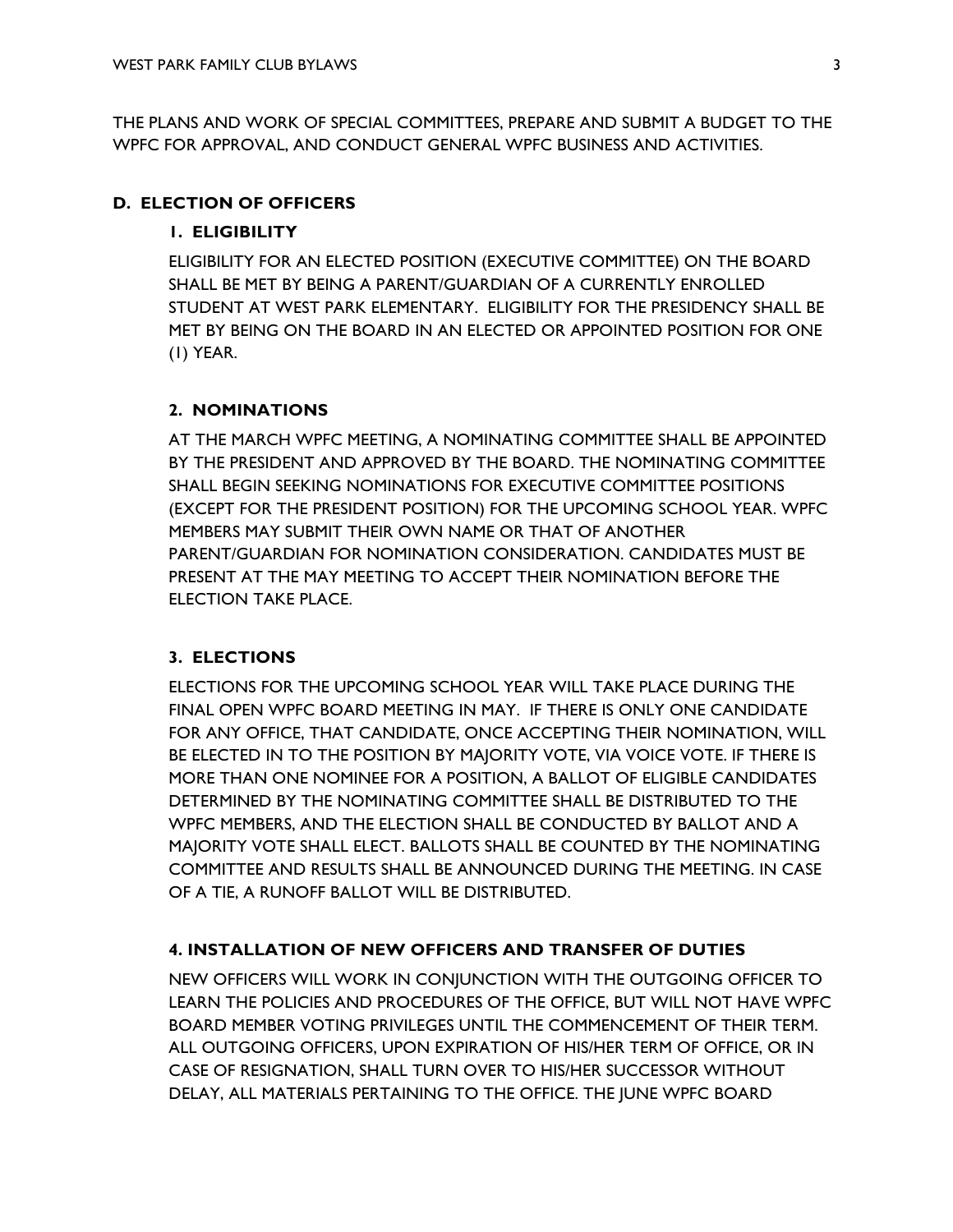THE PLANS AND WORK OF SPECIAL COMMITTEES, PREPARE AND SUBMIT A BUDGET TO THE WPFC FOR APPROVAL, AND CONDUCT GENERAL WPFC BUSINESS AND ACTIVITIES.

## D. ELECTION OF OFFICERS

### 1. ELIGIBILITY

ELIGIBILITY FOR AN ELECTED POSITION (EXECUTIVE COMMITTEE) ON THE BOARD SHALL BE MET BY BEING A PARENT/GUARDIAN OF A CURRENTLY ENROLLED STUDENT AT WEST PARK ELEMENTARY. ELIGIBILITY FOR THE PRESIDENCY SHALL BE MET BY BEING ON THE BOARD IN AN ELECTED OR APPOINTED POSITION FOR ONE (1) YEAR.

### 2. NOMINATIONS

AT THE MARCH WPFC MEETING, A NOMINATING COMMITTEE SHALL BE APPOINTED BY THE PRESIDENT AND APPROVED BY THE BOARD. THE NOMINATING COMMITTEE SHALL BEGIN SEEKING NOMINATIONS FOR EXECUTIVE COMMITTEE POSITIONS (EXCEPT FOR THE PRESIDENT POSITION) FOR THE UPCOMING SCHOOL YEAR. WPFC MEMBERS MAY SUBMIT THEIR OWN NAME OR THAT OF ANOTHER PARENT/GUARDIAN FOR NOMINATION CONSIDERATION. CANDIDATES MUST BE PRESENT AT THE MAY MEETING TO ACCEPT THEIR NOMINATION BEFORE THE ELECTION TAKE PLACE.

### 3. ELECTIONS

ELECTIONS FOR THE UPCOMING SCHOOL YEAR WILL TAKE PLACE DURING THE FINAL OPEN WPFC BOARD MEETING IN MAY. IF THERE IS ONLY ONE CANDIDATE FOR ANY OFFICE, THAT CANDIDATE, ONCE ACCEPTING THEIR NOMINATION, WILL BE ELECTED IN TO THE POSITION BY MAJORITY VOTE, VIA VOICE VOTE. IF THERE IS MORE THAN ONE NOMINEE FOR A POSITION, A BALLOT OF ELIGIBLE CANDIDATES DETERMINED BY THE NOMINATING COMMITTEE SHALL BE DISTRIBUTED TO THE WPFC MEMBERS, AND THE ELECTION SHALL BE CONDUCTED BY BALLOT AND A MAJORITY VOTE SHALL ELECT. BALLOTS SHALL BE COUNTED BY THE NOMINATING COMMITTEE AND RESULTS SHALL BE ANNOUNCED DURING THE MEETING. IN CASE OF A TIE, A RUNOFF BALLOT WILL BE DISTRIBUTED.

### 4. INSTALLATION OF NEW OFFICERS AND TRANSFER OF DUTIES

NEW OFFICERS WILL WORK IN CONJUNCTION WITH THE OUTGOING OFFICER TO LEARN THE POLICIES AND PROCEDURES OF THE OFFICE, BUT WILL NOT HAVE WPFC BOARD MEMBER VOTING PRIVILEGES UNTIL THE COMMENCEMENT OF THEIR TERM. ALL OUTGOING OFFICERS, UPON EXPIRATION OF HIS/HER TERM OF OFFICE, OR IN CASE OF RESIGNATION, SHALL TURN OVER TO HIS/HER SUCCESSOR WITHOUT DELAY, ALL MATERIALS PERTAINING TO THE OFFICE. THE JUNE WPFC BOARD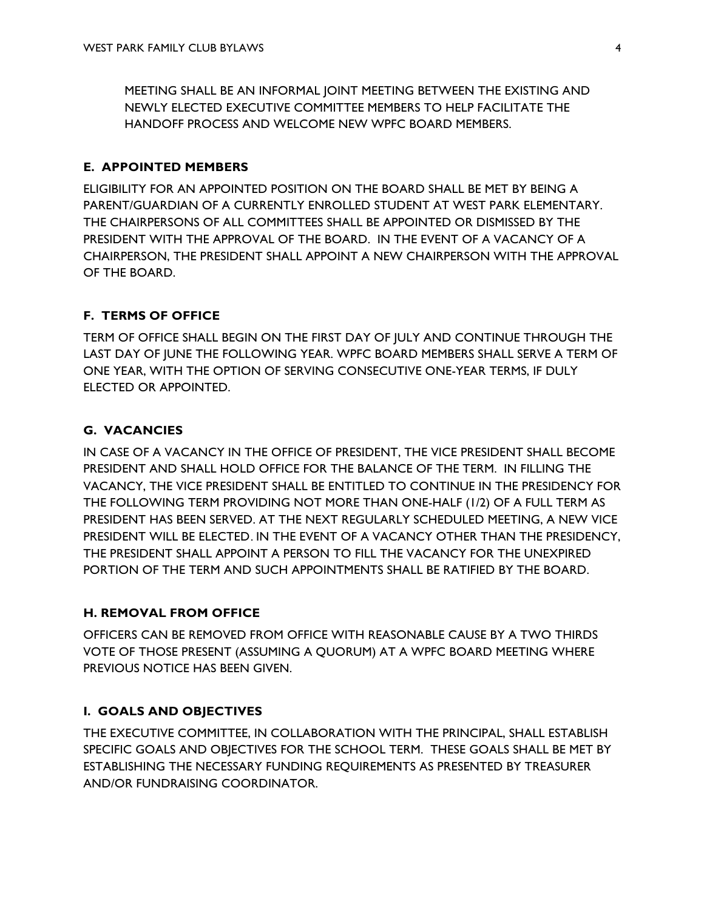MEETING SHALL BE AN INFORMAL JOINT MEETING BETWEEN THE EXISTING AND NEWLY ELECTED EXECUTIVE COMMITTEE MEMBERS TO HELP FACILITATE THE HANDOFF PROCESS AND WELCOME NEW WPFC BOARD MEMBERS.

### E. APPOINTED MEMBERS

ELIGIBILITY FOR AN APPOINTED POSITION ON THE BOARD SHALL BE MET BY BEING A PARENT/GUARDIAN OF A CURRENTLY ENROLLED STUDENT AT WEST PARK ELEMENTARY. THE CHAIRPERSONS OF ALL COMMITTEES SHALL BE APPOINTED OR DISMISSED BY THE PRESIDENT WITH THE APPROVAL OF THE BOARD. IN THE EVENT OF A VACANCY OF A CHAIRPERSON, THE PRESIDENT SHALL APPOINT A NEW CHAIRPERSON WITH THE APPROVAL OF THE BOARD.

### F. TERMS OF OFFICE

TERM OF OFFICE SHALL BEGIN ON THE FIRST DAY OF JULY AND CONTINUE THROUGH THE LAST DAY OF JUNE THE FOLLOWING YEAR. WPFC BOARD MEMBERS SHALL SERVE A TERM OF ONE YEAR, WITH THE OPTION OF SERVING CONSECUTIVE ONE-YEAR TERMS, IF DULY ELECTED OR APPOINTED.

### G. VACANCIES

IN CASE OF A VACANCY IN THE OFFICE OF PRESIDENT, THE VICE PRESIDENT SHALL BECOME PRESIDENT AND SHALL HOLD OFFICE FOR THE BALANCE OF THE TERM. IN FILLING THE VACANCY, THE VICE PRESIDENT SHALL BE ENTITLED TO CONTINUE IN THE PRESIDENCY FOR THE FOLLOWING TERM PROVIDING NOT MORE THAN ONE-HALF (1/2) OF A FULL TERM AS PRESIDENT HAS BEEN SERVED. AT THE NEXT REGULARLY SCHEDULED MEETING, A NEW VICE PRESIDENT WILL BE ELECTED. IN THE EVENT OF A VACANCY OTHER THAN THE PRESIDENCY, THE PRESIDENT SHALL APPOINT A PERSON TO FILL THE VACANCY FOR THE UNEXPIRED PORTION OF THE TERM AND SUCH APPOINTMENTS SHALL BE RATIFIED BY THE BOARD.

### H. REMOVAL FROM OFFICE

OFFICERS CAN BE REMOVED FROM OFFICE WITH REASONABLE CAUSE BY A TWO THIRDS VOTE OF THOSE PRESENT (ASSUMING A QUORUM) AT A WPFC BOARD MEETING WHERE PREVIOUS NOTICE HAS BEEN GIVEN.

### I. GOALS AND OBJECTIVES

THE EXECUTIVE COMMITTEE, IN COLLABORATION WITH THE PRINCIPAL, SHALL ESTABLISH SPECIFIC GOALS AND OBJECTIVES FOR THE SCHOOL TERM. THESE GOALS SHALL BE MET BY ESTABLISHING THE NECESSARY FUNDING REQUIREMENTS AS PRESENTED BY TREASURER AND/OR FUNDRAISING COORDINATOR.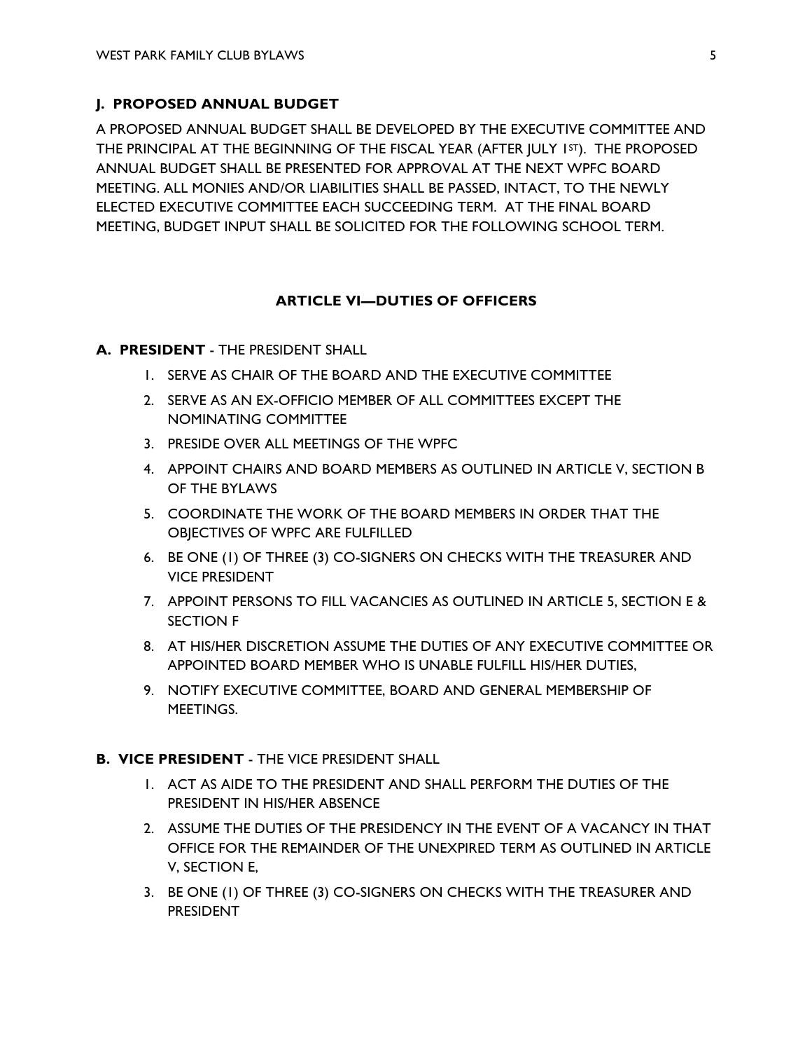## J. PROPOSED ANNUAL BUDGET

A PROPOSED ANNUAL BUDGET SHALL BE DEVELOPED BY THE EXECUTIVE COMMITTEE AND THE PRINCIPAL AT THE BEGINNING OF THE FISCAL YEAR (AFTER JULY 1ST). THE PROPOSED ANNUAL BUDGET SHALL BE PRESENTED FOR APPROVAL AT THE NEXT WPFC BOARD MEETING. ALL MONIES AND/OR LIABILITIES SHALL BE PASSED, INTACT, TO THE NEWLY ELECTED EXECUTIVE COMMITTEE EACH SUCCEEDING TERM. AT THE FINAL BOARD MEETING, BUDGET INPUT SHALL BE SOLICITED FOR THE FOLLOWING SCHOOL TERM.

# ARTICLE VI—DUTIES OF OFFICERS

**A. PRESIDENT** - THE PRESIDENT SHALL

1. SERVE AS CHAIR OF THE BOARD AND THE EXECUTIVE COMMITTEE
2. SERVE AS AN EX-OFFICIO MEMBER OF ALL COMMITTEES EXCEPT THE NOMINATING COMMITTEE
3. PRESIDE OVER ALL MEETINGS OF THE WPFC
4. APPOINT CHAIRS AND BOARD MEMBERS AS OUTLINED IN ARTICLE V, SECTION B OF THE BYLAWS
5. COORDINATE THE WORK OF THE BOARD MEMBERS IN ORDER THAT THE OBJECTIVES OF WPFC ARE FULFILLED
6. BE ONE (1) OF THREE (3) CO-SIGNERS ON CHECKS WITH THE TREASURER AND VICE PRESIDENT
7. APPOINT PERSONS TO FILL VACANCIES AS OUTLINED IN ARTICLE 5, SECTION E & SECTION F
8. AT HIS/HER DISCRETION ASSUME THE DUTIES OF ANY EXECUTIVE COMMITTEE OR APPOINTED BOARD MEMBER WHO IS UNABLE FULFILL HIS/HER DUTIES,
9. NOTIFY EXECUTIVE COMMITTEE, BOARD AND GENERAL MEMBERSHIP OF MEETINGS.

**B. VICE PRESIDENT** - THE VICE PRESIDENT SHALL

1. ACT AS AIDE TO THE PRESIDENT AND SHALL PERFORM THE DUTIES OF THE PRESIDENT IN HIS/HER ABSENCE
2. ASSUME THE DUTIES OF THE PRESIDENCY IN THE EVENT OF A VACANCY IN THAT OFFICE FOR THE REMAINDER OF THE UNEXPIRED TERM AS OUTLINED IN ARTICLE V, SECTION E,
3. BE ONE (1) OF THREE (3) CO-SIGNERS ON CHECKS WITH THE TREASURER AND PRESIDENT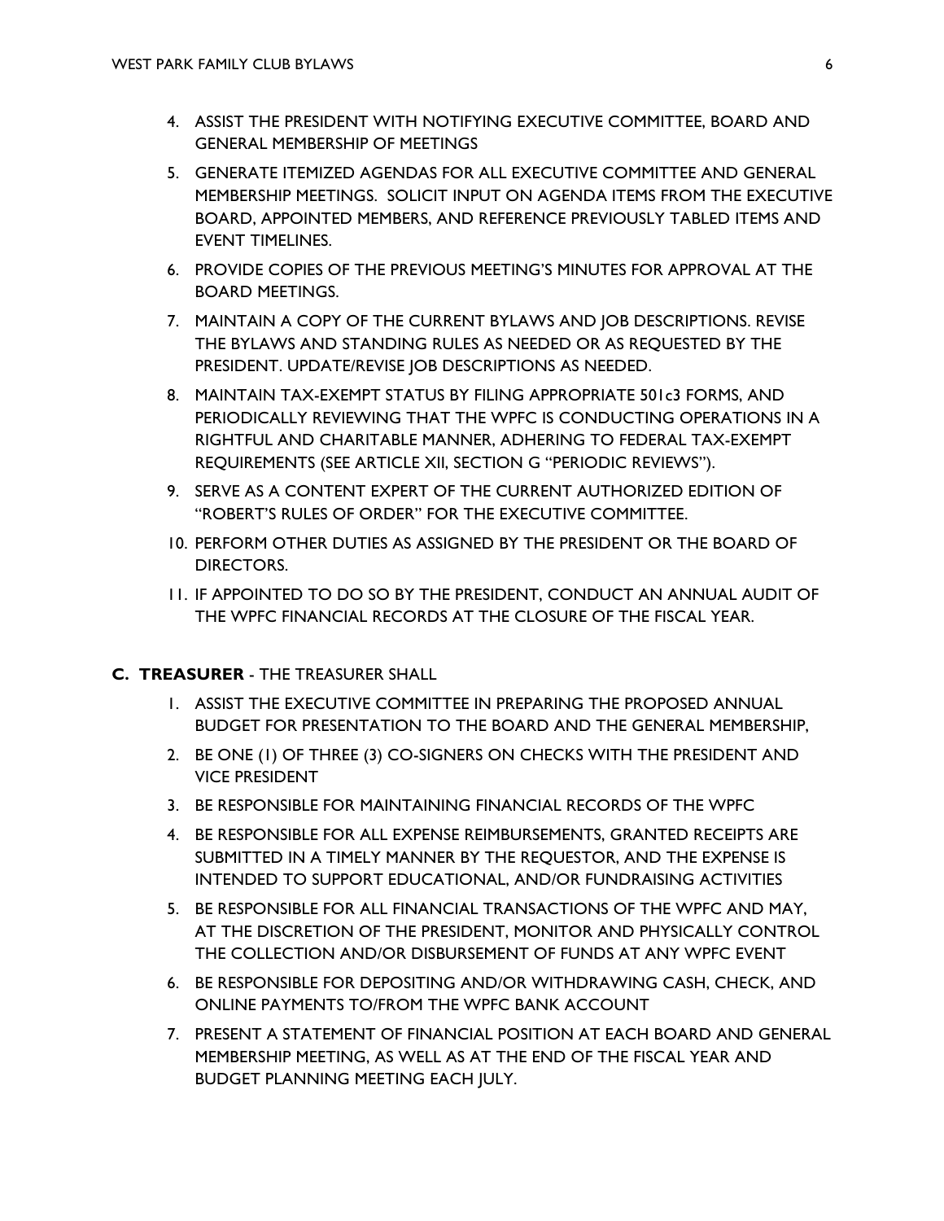4. ASSIST THE PRESIDENT WITH NOTIFYING EXECUTIVE COMMITTEE, BOARD AND GENERAL MEMBERSHIP OF MEETINGS
5. GENERATE ITEMIZED AGENDAS FOR ALL EXECUTIVE COMMITTEE AND GENERAL MEMBERSHIP MEETINGS. SOLICIT INPUT ON AGENDA ITEMS FROM THE EXECUTIVE BOARD, APPOINTED MEMBERS, AND REFERENCE PREVIOUSLY TABLED ITEMS AND EVENT TIMELINES.
6. PROVIDE COPIES OF THE PREVIOUS MEETING'S MINUTES FOR APPROVAL AT THE BOARD MEETINGS.
7. MAINTAIN A COPY OF THE CURRENT BYLAWS AND JOB DESCRIPTIONS. REVISE THE BYLAWS AND STANDING RULES AS NEEDED OR AS REQUESTED BY THE PRESIDENT. UPDATE/REVISE JOB DESCRIPTIONS AS NEEDED.
8. MAINTAIN TAX-EXEMPT STATUS BY FILING APPROPRIATE 501c3 FORMS, AND PERIODICALLY REVIEWING THAT THE WPFC IS CONDUCTING OPERATIONS IN A RIGHTFUL AND CHARITABLE MANNER, ADHERING TO FEDERAL TAX-EXEMPT REQUIREMENTS (SEE ARTICLE XII, SECTION G "PERIODIC REVIEWS").
9. SERVE AS A CONTENT EXPERT OF THE CURRENT AUTHORIZED EDITION OF "ROBERT'S RULES OF ORDER" FOR THE EXECUTIVE COMMITTEE.
10. PERFORM OTHER DUTIES AS ASSIGNED BY THE PRESIDENT OR THE BOARD OF DIRECTORS.
11. IF APPOINTED TO DO SO BY THE PRESIDENT, CONDUCT AN ANNUAL AUDIT OF THE WPFC FINANCIAL RECORDS AT THE CLOSURE OF THE FISCAL YEAR.

**C. TREASURER** - THE TREASURER SHALL

1. ASSIST THE EXECUTIVE COMMITTEE IN PREPARING THE PROPOSED ANNUAL BUDGET FOR PRESENTATION TO THE BOARD AND THE GENERAL MEMBERSHIP,
2. BE ONE (1) OF THREE (3) CO-SIGNERS ON CHECKS WITH THE PRESIDENT AND VICE PRESIDENT
3. BE RESPONSIBLE FOR MAINTAINING FINANCIAL RECORDS OF THE WPFC
4. BE RESPONSIBLE FOR ALL EXPENSE REIMBURSEMENTS, GRANTED RECEIPTS ARE SUBMITTED IN A TIMELY MANNER BY THE REQUESTOR, AND THE EXPENSE IS INTENDED TO SUPPORT EDUCATIONAL, AND/OR FUNDRAISING ACTIVITIES
5. BE RESPONSIBLE FOR ALL FINANCIAL TRANSACTIONS OF THE WPFC AND MAY, AT THE DISCRETION OF THE PRESIDENT, MONITOR AND PHYSICALLY CONTROL THE COLLECTION AND/OR DISBURSEMENT OF FUNDS AT ANY WPFC EVENT
6. BE RESPONSIBLE FOR DEPOSITING AND/OR WITHDRAWING CASH, CHECK, AND ONLINE PAYMENTS TO/FROM THE WPFC BANK ACCOUNT
7. PRESENT A STATEMENT OF FINANCIAL POSITION AT EACH BOARD AND GENERAL MEMBERSHIP MEETING, AS WELL AS AT THE END OF THE FISCAL YEAR AND BUDGET PLANNING MEETING EACH JULY.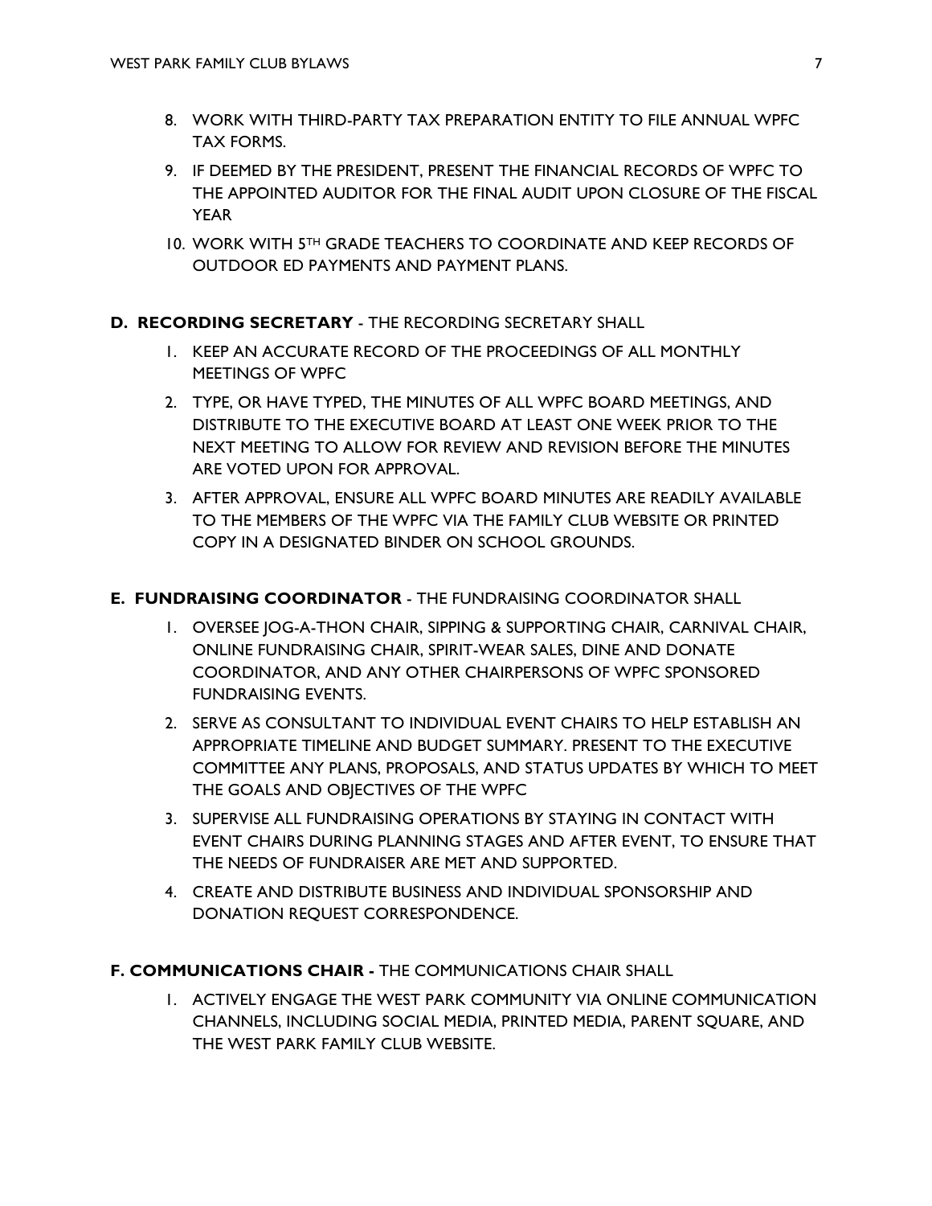8. WORK WITH THIRD-PARTY TAX PREPARATION ENTITY TO FILE ANNUAL WPFC TAX FORMS.
9. IF DEEMED BY THE PRESIDENT, PRESENT THE FINANCIAL RECORDS OF WPFC TO THE APPOINTED AUDITOR FOR THE FINAL AUDIT UPON CLOSURE OF THE FISCAL YEAR
10. WORK WITH 5TH GRADE TEACHERS TO COORDINATE AND KEEP RECORDS OF OUTDOOR ED PAYMENTS AND PAYMENT PLANS.

**D. RECORDING SECRETARY** - THE RECORDING SECRETARY SHALL

1. KEEP AN ACCURATE RECORD OF THE PROCEEDINGS OF ALL MONTHLY MEETINGS OF WPFC
2. TYPE, OR HAVE TYPED, THE MINUTES OF ALL WPFC BOARD MEETINGS, AND DISTRIBUTE TO THE EXECUTIVE BOARD AT LEAST ONE WEEK PRIOR TO THE NEXT MEETING TO ALLOW FOR REVIEW AND REVISION BEFORE THE MINUTES ARE VOTED UPON FOR APPROVAL.
3. AFTER APPROVAL, ENSURE ALL WPFC BOARD MINUTES ARE READILY AVAILABLE TO THE MEMBERS OF THE WPFC VIA THE FAMILY CLUB WEBSITE OR PRINTED COPY IN A DESIGNATED BINDER ON SCHOOL GROUNDS.

**E. FUNDRAISING COORDINATOR** - THE FUNDRAISING COORDINATOR SHALL

1. OVERSEE JOG-A-THON CHAIR, SIPPING & SUPPORTING CHAIR, CARNIVAL CHAIR, ONLINE FUNDRAISING CHAIR, SPIRIT-WEAR SALES, DINE AND DONATE COORDINATOR, AND ANY OTHER CHAIRPERSONS OF WPFC SPONSORED FUNDRAISING EVENTS.
2. SERVE AS CONSULTANT TO INDIVIDUAL EVENT CHAIRS TO HELP ESTABLISH AN APPROPRIATE TIMELINE AND BUDGET SUMMARY. PRESENT TO THE EXECUTIVE COMMITTEE ANY PLANS, PROPOSALS, AND STATUS UPDATES BY WHICH TO MEET THE GOALS AND OBJECTIVES OF THE WPFC
3. SUPERVISE ALL FUNDRAISING OPERATIONS BY STAYING IN CONTACT WITH EVENT CHAIRS DURING PLANNING STAGES AND AFTER EVENT, TO ENSURE THAT THE NEEDS OF FUNDRAISER ARE MET AND SUPPORTED.
4. CREATE AND DISTRIBUTE BUSINESS AND INDIVIDUAL SPONSORSHIP AND DONATION REQUEST CORRESPONDENCE.

**F. COMMUNICATIONS CHAIR -** THE COMMUNICATIONS CHAIR SHALL

1. ACTIVELY ENGAGE THE WEST PARK COMMUNITY VIA ONLINE COMMUNICATION CHANNELS, INCLUDING SOCIAL MEDIA, PRINTED MEDIA, PARENT SQUARE, AND THE WEST PARK FAMILY CLUB WEBSITE.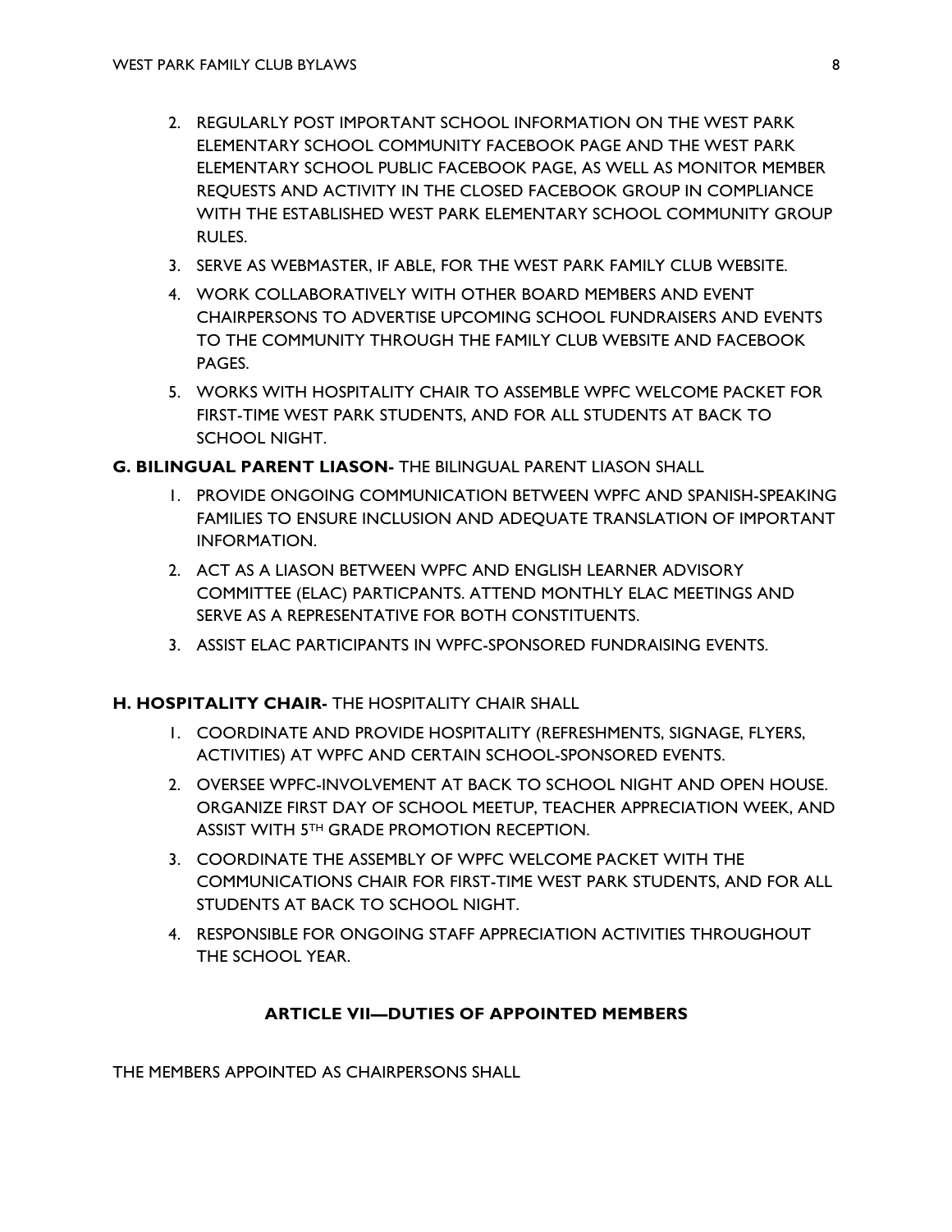2. REGULARLY POST IMPORTANT SCHOOL INFORMATION ON THE WEST PARK ELEMENTARY SCHOOL COMMUNITY FACEBOOK PAGE AND THE WEST PARK ELEMENTARY SCHOOL PUBLIC FACEBOOK PAGE, AS WELL AS MONITOR MEMBER REQUESTS AND ACTIVITY IN THE CLOSED FACEBOOK GROUP IN COMPLIANCE WITH THE ESTABLISHED WEST PARK ELEMENTARY SCHOOL COMMUNITY GROUP RULES.
3. SERVE AS WEBMASTER, IF ABLE, FOR THE WEST PARK FAMILY CLUB WEBSITE.
4. WORK COLLABORATIVELY WITH OTHER BOARD MEMBERS AND EVENT CHAIRPERSONS TO ADVERTISE UPCOMING SCHOOL FUNDRAISERS AND EVENTS TO THE COMMUNITY THROUGH THE FAMILY CLUB WEBSITE AND FACEBOOK PAGES.
5. WORKS WITH HOSPITALITY CHAIR TO ASSEMBLE WPFC WELCOME PACKET FOR FIRST-TIME WEST PARK STUDENTS, AND FOR ALL STUDENTS AT BACK TO SCHOOL NIGHT.

**G. BILINGUAL PARENT LIASON-** THE BILINGUAL PARENT LIASON SHALL

1. PROVIDE ONGOING COMMUNICATION BETWEEN WPFC AND SPANISH-SPEAKING FAMILIES TO ENSURE INCLUSION AND ADEQUATE TRANSLATION OF IMPORTANT INFORMATION.
2. ACT AS A LIASON BETWEEN WPFC AND ENGLISH LEARNER ADVISORY COMMITTEE (ELAC) PARTICPANTS. ATTEND MONTHLY ELAC MEETINGS AND SERVE AS A REPRESENTATIVE FOR BOTH CONSTITUENTS.
3. ASSIST ELAC PARTICIPANTS IN WPFC-SPONSORED FUNDRAISING EVENTS.

**H. HOSPITALITY CHAIR-** THE HOSPITALITY CHAIR SHALL

1. COORDINATE AND PROVIDE HOSPITALITY (REFRESHMENTS, SIGNAGE, FLYERS, ACTIVITIES) AT WPFC AND CERTAIN SCHOOL-SPONSORED EVENTS.
2. OVERSEE WPFC-INVOLVEMENT AT BACK TO SCHOOL NIGHT AND OPEN HOUSE. ORGANIZE FIRST DAY OF SCHOOL MEETUP, TEACHER APPRECIATION WEEK, AND ASSIST WITH 5TH GRADE PROMOTION RECEPTION.
3. COORDINATE THE ASSEMBLY OF WPFC WELCOME PACKET WITH THE COMMUNICATIONS CHAIR FOR FIRST-TIME WEST PARK STUDENTS, AND FOR ALL STUDENTS AT BACK TO SCHOOL NIGHT.
4. RESPONSIBLE FOR ONGOING STAFF APPRECIATION ACTIVITIES THROUGHOUT THE SCHOOL YEAR.

## ARTICLE VII—DUTIES OF APPOINTED MEMBERS

THE MEMBERS APPOINTED AS CHAIRPERSONS SHALL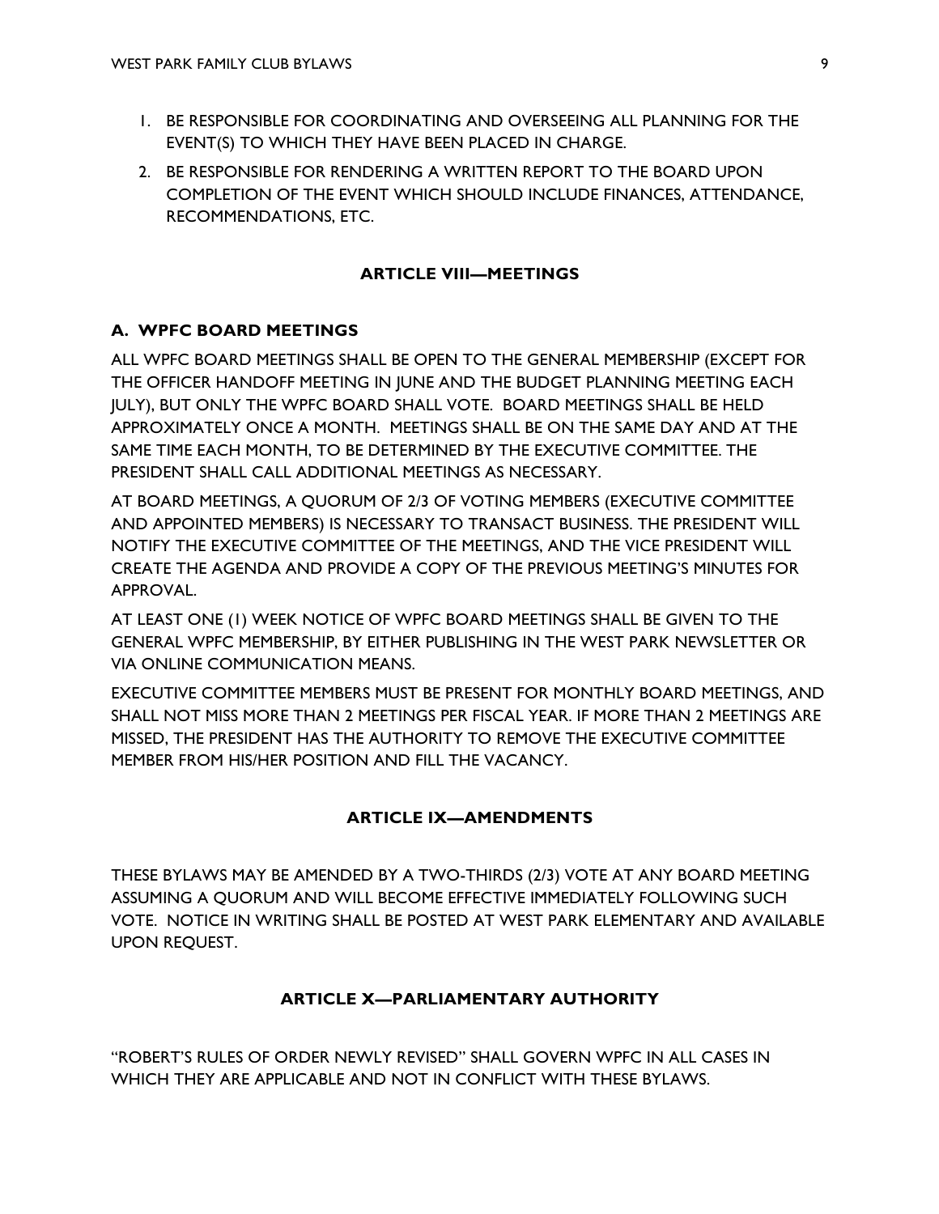1. BE RESPONSIBLE FOR COORDINATING AND OVERSEEING ALL PLANNING FOR THE EVENT(S) TO WHICH THEY HAVE BEEN PLACED IN CHARGE.
2. BE RESPONSIBLE FOR RENDERING A WRITTEN REPORT TO THE BOARD UPON COMPLETION OF THE EVENT WHICH SHOULD INCLUDE FINANCES, ATTENDANCE, RECOMMENDATIONS, ETC.

## ARTICLE VIII—MEETINGS

### A. WPFC BOARD MEETINGS

ALL WPFC BOARD MEETINGS SHALL BE OPEN TO THE GENERAL MEMBERSHIP (EXCEPT FOR THE OFFICER HANDOFF MEETING IN JUNE AND THE BUDGET PLANNING MEETING EACH JULY), BUT ONLY THE WPFC BOARD SHALL VOTE. BOARD MEETINGS SHALL BE HELD APPROXIMATELY ONCE A MONTH. MEETINGS SHALL BE ON THE SAME DAY AND AT THE SAME TIME EACH MONTH, TO BE DETERMINED BY THE EXECUTIVE COMMITTEE. THE PRESIDENT SHALL CALL ADDITIONAL MEETINGS AS NECESSARY.

AT BOARD MEETINGS, A QUORUM OF 2/3 OF VOTING MEMBERS (EXECUTIVE COMMITTEE AND APPOINTED MEMBERS) IS NECESSARY TO TRANSACT BUSINESS. THE PRESIDENT WILL NOTIFY THE EXECUTIVE COMMITTEE OF THE MEETINGS, AND THE VICE PRESIDENT WILL CREATE THE AGENDA AND PROVIDE A COPY OF THE PREVIOUS MEETING'S MINUTES FOR APPROVAL.

AT LEAST ONE (1) WEEK NOTICE OF WPFC BOARD MEETINGS SHALL BE GIVEN TO THE GENERAL WPFC MEMBERSHIP, BY EITHER PUBLISHING IN THE WEST PARK NEWSLETTER OR VIA ONLINE COMMUNICATION MEANS.

EXECUTIVE COMMITTEE MEMBERS MUST BE PRESENT FOR MONTHLY BOARD MEETINGS, AND SHALL NOT MISS MORE THAN 2 MEETINGS PER FISCAL YEAR. IF MORE THAN 2 MEETINGS ARE MISSED, THE PRESIDENT HAS THE AUTHORITY TO REMOVE THE EXECUTIVE COMMITTEE MEMBER FROM HIS/HER POSITION AND FILL THE VACANCY.

## ARTICLE IX—AMENDMENTS

THESE BYLAWS MAY BE AMENDED BY A TWO-THIRDS (2/3) VOTE AT ANY BOARD MEETING ASSUMING A QUORUM AND WILL BECOME EFFECTIVE IMMEDIATELY FOLLOWING SUCH VOTE. NOTICE IN WRITING SHALL BE POSTED AT WEST PARK ELEMENTARY AND AVAILABLE UPON REQUEST.

## ARTICLE X—PARLIAMENTARY AUTHORITY

"ROBERT'S RULES OF ORDER NEWLY REVISED" SHALL GOVERN WPFC IN ALL CASES IN WHICH THEY ARE APPLICABLE AND NOT IN CONFLICT WITH THESE BYLAWS.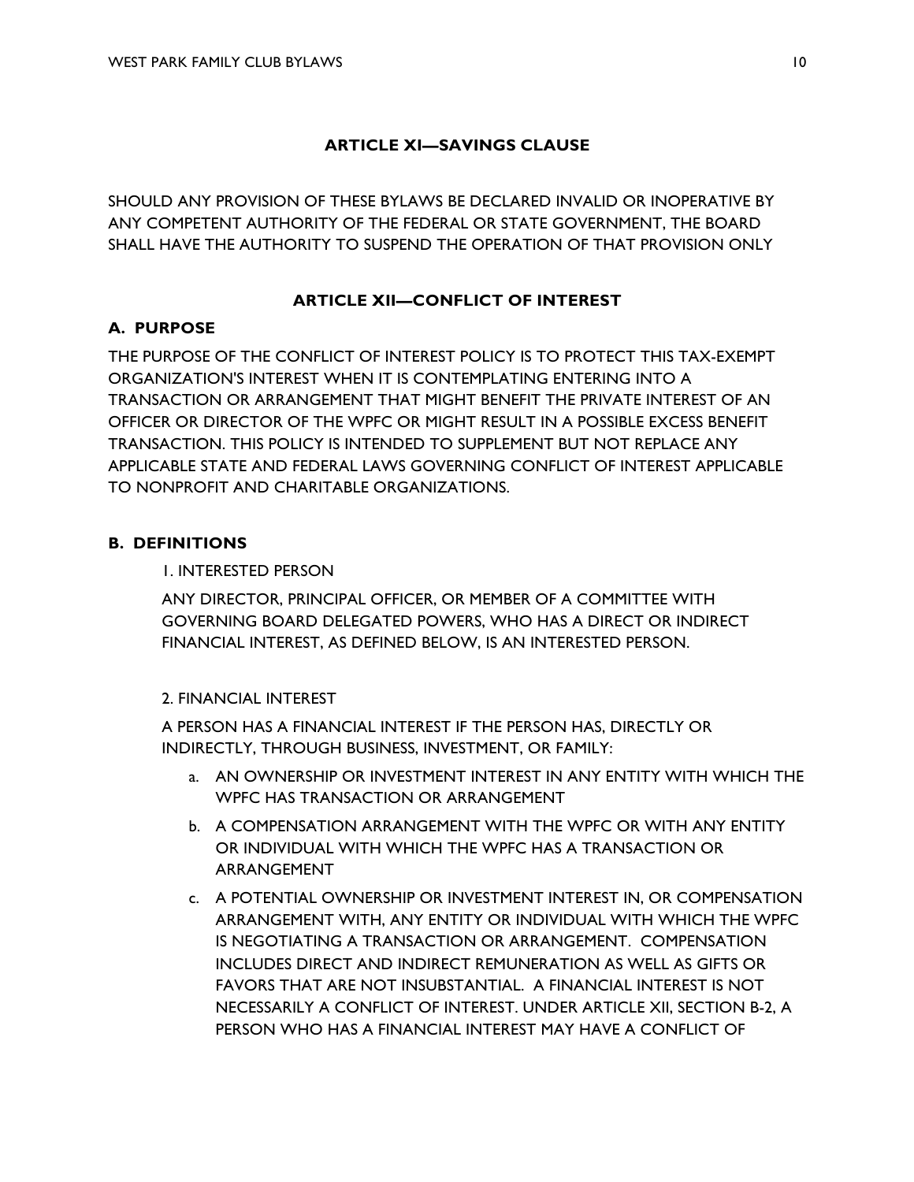## ARTICLE XI—SAVINGS CLAUSE

SHOULD ANY PROVISION OF THESE BYLAWS BE DECLARED INVALID OR INOPERATIVE BY ANY COMPETENT AUTHORITY OF THE FEDERAL OR STATE GOVERNMENT, THE BOARD SHALL HAVE THE AUTHORITY TO SUSPEND THE OPERATION OF THAT PROVISION ONLY

## ARTICLE XII—CONFLICT OF INTEREST

### A. PURPOSE

THE PURPOSE OF THE CONFLICT OF INTEREST POLICY IS TO PROTECT THIS TAX-EXEMPT ORGANIZATION'S INTEREST WHEN IT IS CONTEMPLATING ENTERING INTO A TRANSACTION OR ARRANGEMENT THAT MIGHT BENEFIT THE PRIVATE INTEREST OF AN OFFICER OR DIRECTOR OF THE WPFC OR MIGHT RESULT IN A POSSIBLE EXCESS BENEFIT TRANSACTION. THIS POLICY IS INTENDED TO SUPPLEMENT BUT NOT REPLACE ANY APPLICABLE STATE AND FEDERAL LAWS GOVERNING CONFLICT OF INTEREST APPLICABLE TO NONPROFIT AND CHARITABLE ORGANIZATIONS.

### B. DEFINITIONS

1. INTERESTED PERSON

   ANY DIRECTOR, PRINCIPAL OFFICER, OR MEMBER OF A COMMITTEE WITH GOVERNING BOARD DELEGATED POWERS, WHO HAS A DIRECT OR INDIRECT FINANCIAL INTEREST, AS DEFINED BELOW, IS AN INTERESTED PERSON.

2. FINANCIAL INTEREST

   A PERSON HAS A FINANCIAL INTEREST IF THE PERSON HAS, DIRECTLY OR INDIRECTLY, THROUGH BUSINESS, INVESTMENT, OR FAMILY:

   a. AN OWNERSHIP OR INVESTMENT INTEREST IN ANY ENTITY WITH WHICH THE WPFC HAS TRANSACTION OR ARRANGEMENT

   b. A COMPENSATION ARRANGEMENT WITH THE WPFC OR WITH ANY ENTITY OR INDIVIDUAL WITH WHICH THE WPFC HAS A TRANSACTION OR ARRANGEMENT

   c. A POTENTIAL OWNERSHIP OR INVESTMENT INTEREST IN, OR COMPENSATION ARRANGEMENT WITH, ANY ENTITY OR INDIVIDUAL WITH WHICH THE WPFC IS NEGOTIATING A TRANSACTION OR ARRANGEMENT. COMPENSATION INCLUDES DIRECT AND INDIRECT REMUNERATION AS WELL AS GIFTS OR FAVORS THAT ARE NOT INSUBSTANTIAL. A FINANCIAL INTEREST IS NOT NECESSARILY A CONFLICT OF INTEREST. UNDER ARTICLE XII, SECTION B-2, A PERSON WHO HAS A FINANCIAL INTEREST MAY HAVE A CONFLICT OF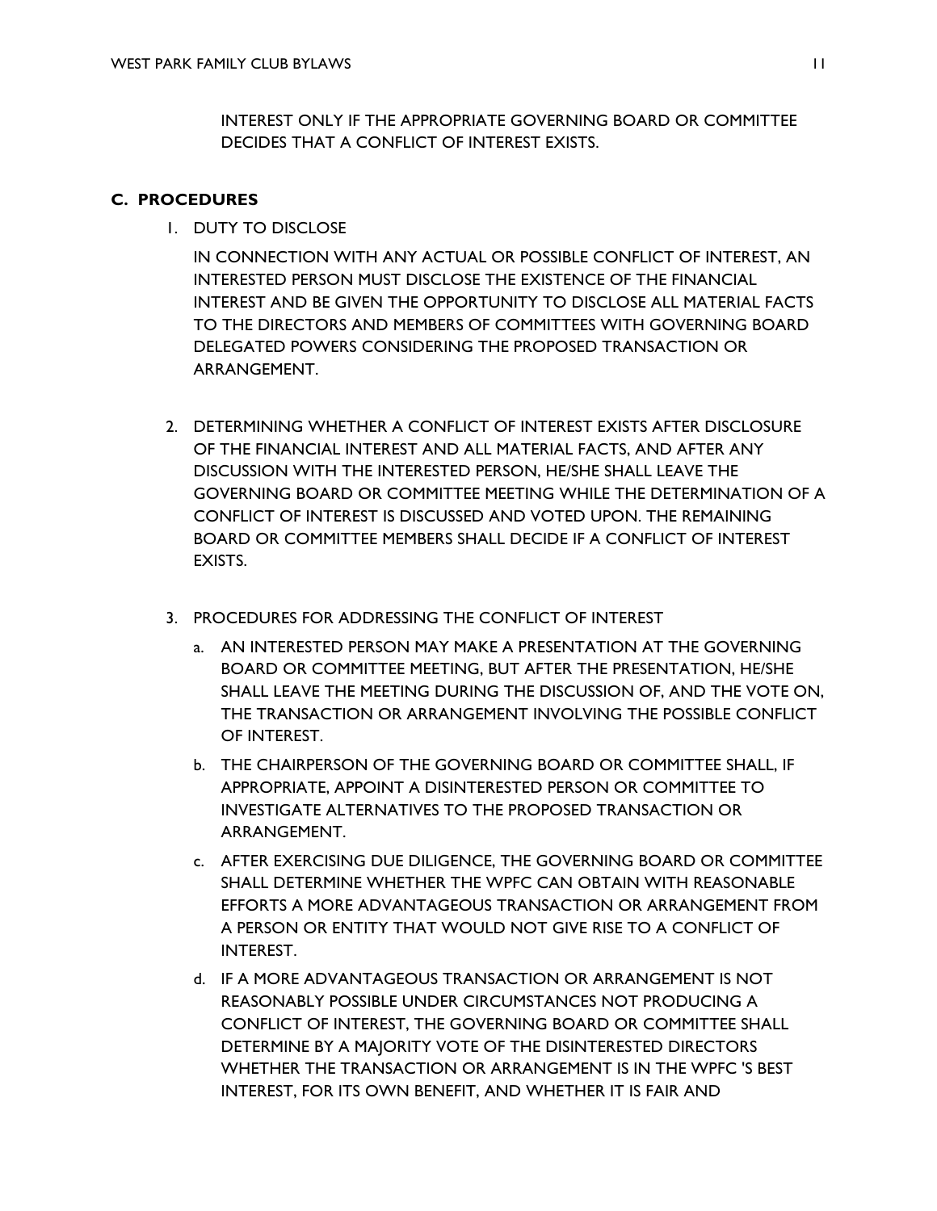INTEREST ONLY IF THE APPROPRIATE GOVERNING BOARD OR COMMITTEE DECIDES THAT A CONFLICT OF INTEREST EXISTS.

### C. PROCEDURES

1. DUTY TO DISCLOSE

   IN CONNECTION WITH ANY ACTUAL OR POSSIBLE CONFLICT OF INTEREST, AN INTERESTED PERSON MUST DISCLOSE THE EXISTENCE OF THE FINANCIAL INTEREST AND BE GIVEN THE OPPORTUNITY TO DISCLOSE ALL MATERIAL FACTS TO THE DIRECTORS AND MEMBERS OF COMMITTEES WITH GOVERNING BOARD DELEGATED POWERS CONSIDERING THE PROPOSED TRANSACTION OR ARRANGEMENT.

2. DETERMINING WHETHER A CONFLICT OF INTEREST EXISTS AFTER DISCLOSURE OF THE FINANCIAL INTEREST AND ALL MATERIAL FACTS, AND AFTER ANY DISCUSSION WITH THE INTERESTED PERSON, HE/SHE SHALL LEAVE THE GOVERNING BOARD OR COMMITTEE MEETING WHILE THE DETERMINATION OF A CONFLICT OF INTEREST IS DISCUSSED AND VOTED UPON. THE REMAINING BOARD OR COMMITTEE MEMBERS SHALL DECIDE IF A CONFLICT OF INTEREST EXISTS.

3. PROCEDURES FOR ADDRESSING THE CONFLICT OF INTEREST

   a. AN INTERESTED PERSON MAY MAKE A PRESENTATION AT THE GOVERNING BOARD OR COMMITTEE MEETING, BUT AFTER THE PRESENTATION, HE/SHE SHALL LEAVE THE MEETING DURING THE DISCUSSION OF, AND THE VOTE ON, THE TRANSACTION OR ARRANGEMENT INVOLVING THE POSSIBLE CONFLICT OF INTEREST.

   b. THE CHAIRPERSON OF THE GOVERNING BOARD OR COMMITTEE SHALL, IF APPROPRIATE, APPOINT A DISINTERESTED PERSON OR COMMITTEE TO INVESTIGATE ALTERNATIVES TO THE PROPOSED TRANSACTION OR ARRANGEMENT.

   c. AFTER EXERCISING DUE DILIGENCE, THE GOVERNING BOARD OR COMMITTEE SHALL DETERMINE WHETHER THE WPFC CAN OBTAIN WITH REASONABLE EFFORTS A MORE ADVANTAGEOUS TRANSACTION OR ARRANGEMENT FROM A PERSON OR ENTITY THAT WOULD NOT GIVE RISE TO A CONFLICT OF INTEREST.

   d. IF A MORE ADVANTAGEOUS TRANSACTION OR ARRANGEMENT IS NOT REASONABLY POSSIBLE UNDER CIRCUMSTANCES NOT PRODUCING A CONFLICT OF INTEREST, THE GOVERNING BOARD OR COMMITTEE SHALL DETERMINE BY A MAJORITY VOTE OF THE DISINTERESTED DIRECTORS WHETHER THE TRANSACTION OR ARRANGEMENT IS IN THE WPFC 'S BEST INTEREST, FOR ITS OWN BENEFIT, AND WHETHER IT IS FAIR AND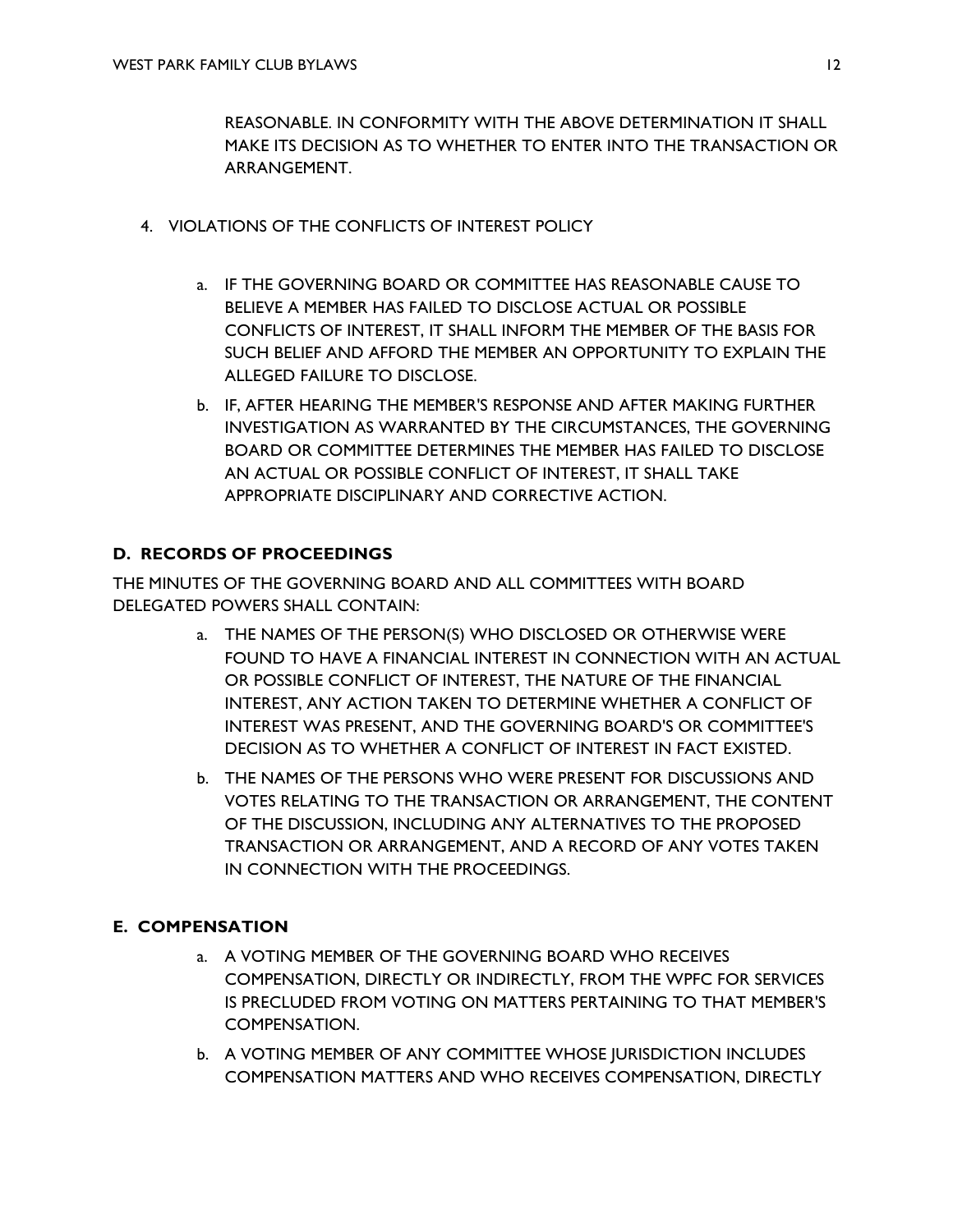REASONABLE. IN CONFORMITY WITH THE ABOVE DETERMINATION IT SHALL MAKE ITS DECISION AS TO WHETHER TO ENTER INTO THE TRANSACTION OR ARRANGEMENT.

4. VIOLATIONS OF THE CONFLICTS OF INTEREST POLICY

   a. IF THE GOVERNING BOARD OR COMMITTEE HAS REASONABLE CAUSE TO BELIEVE A MEMBER HAS FAILED TO DISCLOSE ACTUAL OR POSSIBLE CONFLICTS OF INTEREST, IT SHALL INFORM THE MEMBER OF THE BASIS FOR SUCH BELIEF AND AFFORD THE MEMBER AN OPPORTUNITY TO EXPLAIN THE ALLEGED FAILURE TO DISCLOSE.

   b. IF, AFTER HEARING THE MEMBER'S RESPONSE AND AFTER MAKING FURTHER INVESTIGATION AS WARRANTED BY THE CIRCUMSTANCES, THE GOVERNING BOARD OR COMMITTEE DETERMINES THE MEMBER HAS FAILED TO DISCLOSE AN ACTUAL OR POSSIBLE CONFLICT OF INTEREST, IT SHALL TAKE APPROPRIATE DISCIPLINARY AND CORRECTIVE ACTION.

**D. RECORDS OF PROCEEDINGS**

THE MINUTES OF THE GOVERNING BOARD AND ALL COMMITTEES WITH BOARD DELEGATED POWERS SHALL CONTAIN:

a. THE NAMES OF THE PERSON(S) WHO DISCLOSED OR OTHERWISE WERE FOUND TO HAVE A FINANCIAL INTEREST IN CONNECTION WITH AN ACTUAL OR POSSIBLE CONFLICT OF INTEREST, THE NATURE OF THE FINANCIAL INTEREST, ANY ACTION TAKEN TO DETERMINE WHETHER A CONFLICT OF INTEREST WAS PRESENT, AND THE GOVERNING BOARD'S OR COMMITTEE'S DECISION AS TO WHETHER A CONFLICT OF INTEREST IN FACT EXISTED.

b. THE NAMES OF THE PERSONS WHO WERE PRESENT FOR DISCUSSIONS AND VOTES RELATING TO THE TRANSACTION OR ARRANGEMENT, THE CONTENT OF THE DISCUSSION, INCLUDING ANY ALTERNATIVES TO THE PROPOSED TRANSACTION OR ARRANGEMENT, AND A RECORD OF ANY VOTES TAKEN IN CONNECTION WITH THE PROCEEDINGS.

**E. COMPENSATION**

a. A VOTING MEMBER OF THE GOVERNING BOARD WHO RECEIVES COMPENSATION, DIRECTLY OR INDIRECTLY, FROM THE WPFC FOR SERVICES IS PRECLUDED FROM VOTING ON MATTERS PERTAINING TO THAT MEMBER'S COMPENSATION.

b. A VOTING MEMBER OF ANY COMMITTEE WHOSE JURISDICTION INCLUDES COMPENSATION MATTERS AND WHO RECEIVES COMPENSATION, DIRECTLY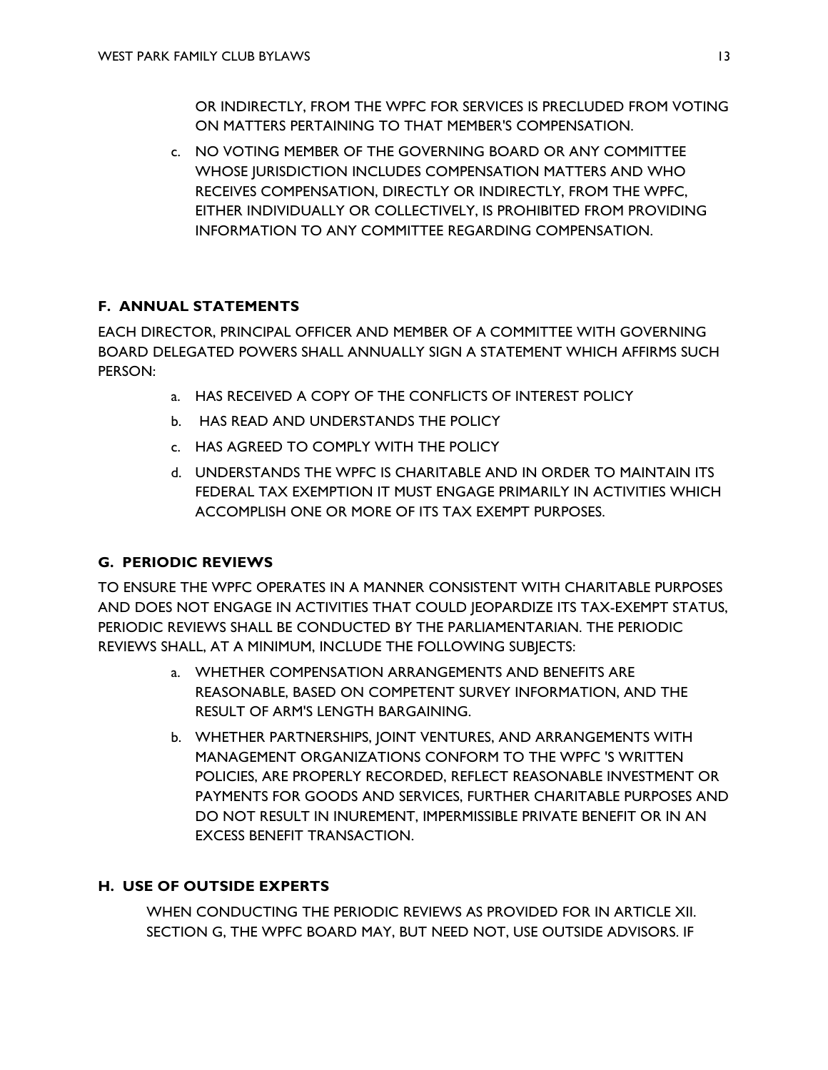OR INDIRECTLY, FROM THE WPFC FOR SERVICES IS PRECLUDED FROM VOTING ON MATTERS PERTAINING TO THAT MEMBER'S COMPENSATION.

c. NO VOTING MEMBER OF THE GOVERNING BOARD OR ANY COMMITTEE WHOSE JURISDICTION INCLUDES COMPENSATION MATTERS AND WHO RECEIVES COMPENSATION, DIRECTLY OR INDIRECTLY, FROM THE WPFC, EITHER INDIVIDUALLY OR COLLECTIVELY, IS PROHIBITED FROM PROVIDING INFORMATION TO ANY COMMITTEE REGARDING COMPENSATION.

### F. ANNUAL STATEMENTS

EACH DIRECTOR, PRINCIPAL OFFICER AND MEMBER OF A COMMITTEE WITH GOVERNING BOARD DELEGATED POWERS SHALL ANNUALLY SIGN A STATEMENT WHICH AFFIRMS SUCH PERSON:

a. HAS RECEIVED A COPY OF THE CONFLICTS OF INTEREST POLICY

b. HAS READ AND UNDERSTANDS THE POLICY

c. HAS AGREED TO COMPLY WITH THE POLICY

d. UNDERSTANDS THE WPFC IS CHARITABLE AND IN ORDER TO MAINTAIN ITS FEDERAL TAX EXEMPTION IT MUST ENGAGE PRIMARILY IN ACTIVITIES WHICH ACCOMPLISH ONE OR MORE OF ITS TAX EXEMPT PURPOSES.

### G. PERIODIC REVIEWS

TO ENSURE THE WPFC OPERATES IN A MANNER CONSISTENT WITH CHARITABLE PURPOSES AND DOES NOT ENGAGE IN ACTIVITIES THAT COULD JEOPARDIZE ITS TAX-EXEMPT STATUS, PERIODIC REVIEWS SHALL BE CONDUCTED BY THE PARLIAMENTARIAN. THE PERIODIC REVIEWS SHALL, AT A MINIMUM, INCLUDE THE FOLLOWING SUBJECTS:

a. WHETHER COMPENSATION ARRANGEMENTS AND BENEFITS ARE REASONABLE, BASED ON COMPETENT SURVEY INFORMATION, AND THE RESULT OF ARM'S LENGTH BARGAINING.

b. WHETHER PARTNERSHIPS, JOINT VENTURES, AND ARRANGEMENTS WITH MANAGEMENT ORGANIZATIONS CONFORM TO THE WPFC 'S WRITTEN POLICIES, ARE PROPERLY RECORDED, REFLECT REASONABLE INVESTMENT OR PAYMENTS FOR GOODS AND SERVICES, FURTHER CHARITABLE PURPOSES AND DO NOT RESULT IN INUREMENT, IMPERMISSIBLE PRIVATE BENEFIT OR IN AN EXCESS BENEFIT TRANSACTION.

### H. USE OF OUTSIDE EXPERTS

WHEN CONDUCTING THE PERIODIC REVIEWS AS PROVIDED FOR IN ARTICLE XII. SECTION G, THE WPFC BOARD MAY, BUT NEED NOT, USE OUTSIDE ADVISORS. IF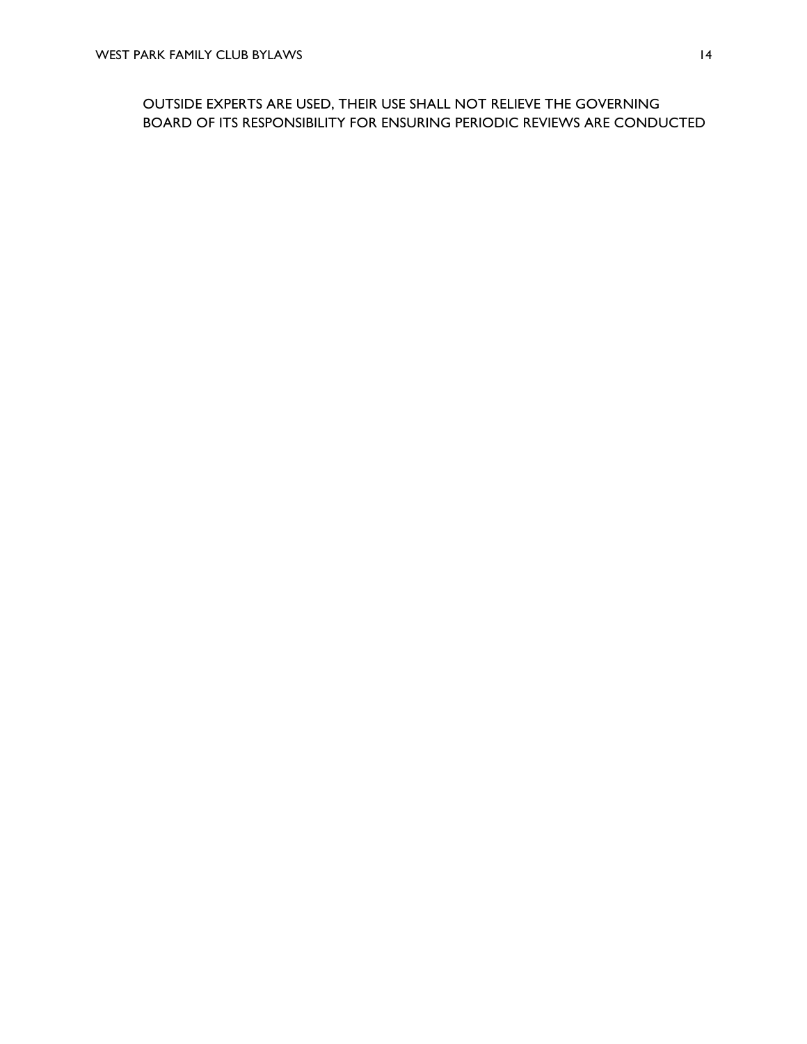OUTSIDE EXPERTS ARE USED, THEIR USE SHALL NOT RELIEVE THE GOVERNING BOARD OF ITS RESPONSIBILITY FOR ENSURING PERIODIC REVIEWS ARE CONDUCTED